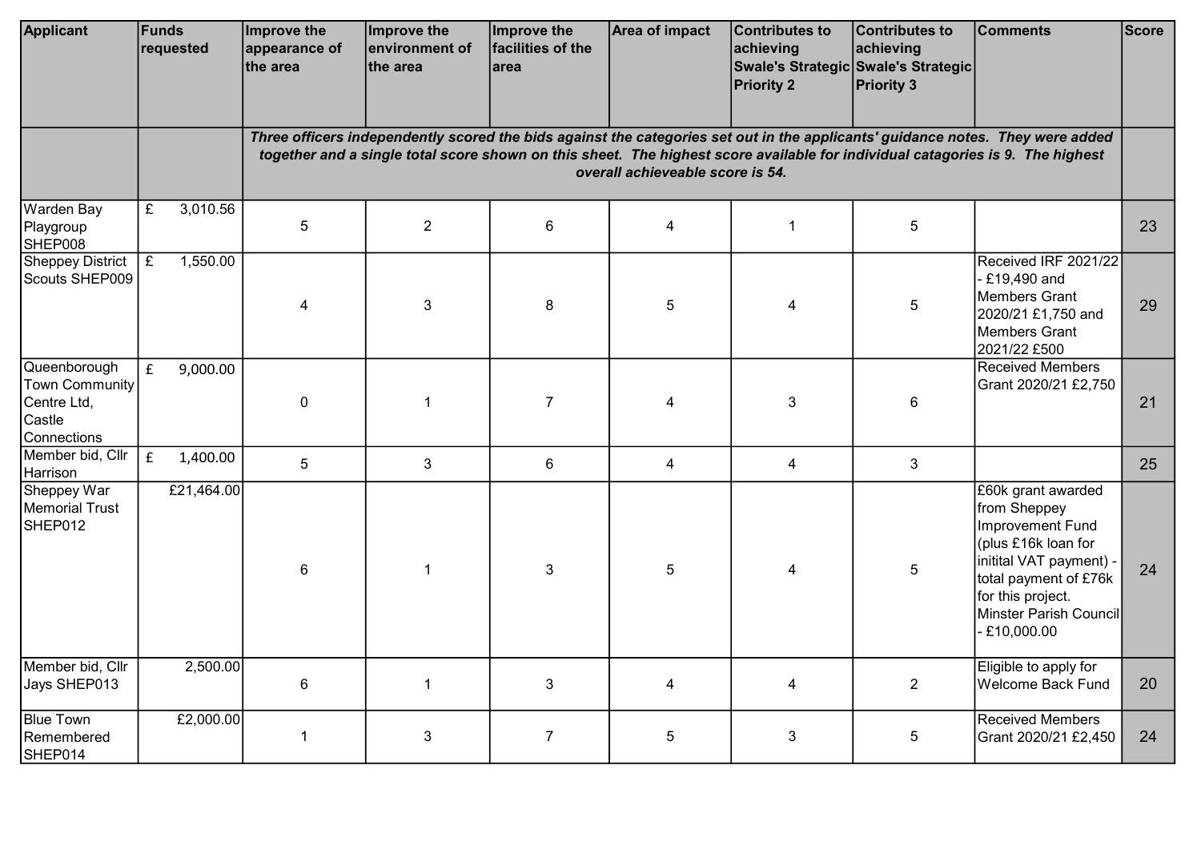| Applicant | Funds requested | Improve the appearance of the area | Improve the environment of the area | Improve the facilities of the area | Area of impact | Contributes to achieving Swale's Strategic Priority 2 | Contributes to achieving Swale's Strategic Priority 3 | Comments | Score |
|---|---|---|---|---|---|---|---|---|---|
| | | ***Three officers independently scored the bids against the categories set out in the applicants' guidance notes. They were added together and a single total score shown on this sheet. The highest score available for individual catagories is 9. The highest overall achieveable score is 54.*** | | | | | | | |
| Warden Bay Playgroup SHEP008 | £ 3,010.56 | 5 | 2 | 6 | 4 | 1 | 5 | | 23 |
| Sheppey District Scouts SHEP009 | £ 1,550.00 | 4 | 3 | 8 | 5 | 4 | 5 | Received IRF 2021/22 - £19,490 and Members Grant 2020/21 £1,750 and Members Grant 2021/22 £500 | 29 |
| Queenborough Town Community Centre Ltd, Castle Connections | £ 9,000.00 | 0 | 1 | 7 | 4 | 3 | 6 | Received Members Grant 2020/21 £2,750 | 21 |
| Member bid, Cllr Harrison | £ 1,400.00 | 5 | 3 | 6 | 4 | 4 | 3 | | 25 |
| Sheppey War Memorial Trust SHEP012 | £21,464.00 | 6 | 1 | 3 | 5 | 4 | 5 | £60k grant awarded from Sheppey Improvement Fund (plus £16k loan for initital VAT payment) - total payment of £76k for this project. Minster Parish Council - £10,000.00 | 24 |
| Member bid, Cllr Jays SHEP013 | 2,500.00 | 6 | 1 | 3 | 4 | 4 | 2 | Eligible to apply for Welcome Back Fund | 20 |
| Blue Town Remembered SHEP014 | £2,000.00 | 1 | 3 | 7 | 5 | 3 | 5 | Received Members Grant 2020/21 £2,450 | 24 |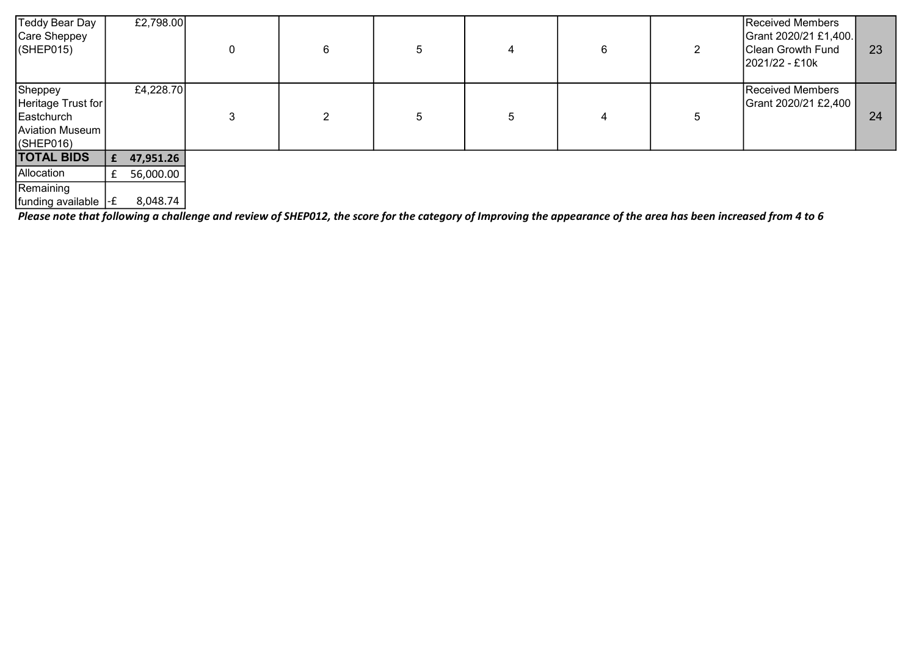| | | | | | | | | | |
|---|---|---|---|---|---|---|---|---|---|
| Teddy Bear Day Care Sheppey (SHEP015) | £2,798.00 | 0 | 6 | 5 | 4 | 6 | 2 | Received Members Grant 2020/21 £1,400. Clean Growth Fund 2021/22 - £10k | 23 |
| Sheppey Heritage Trust for Eastchurch Aviation Museum (SHEP016) | £4,228.70 | 3 | 2 | 5 | 5 | 4 | 5 | Received Members Grant 2020/21 £2,400 | 24 |
| **TOTAL BIDS** | **£ 47,951.26** | | | | | | | | |
| Allocation | £ 56,000.00 | | | | | | | | |
| Remaining funding available | -£ 8,048.74 | | | | | | | | |

***Please note that following a challenge and review of SHEP012, the score for the category of Improving the appearance of the area has been increased from 4 to 6***